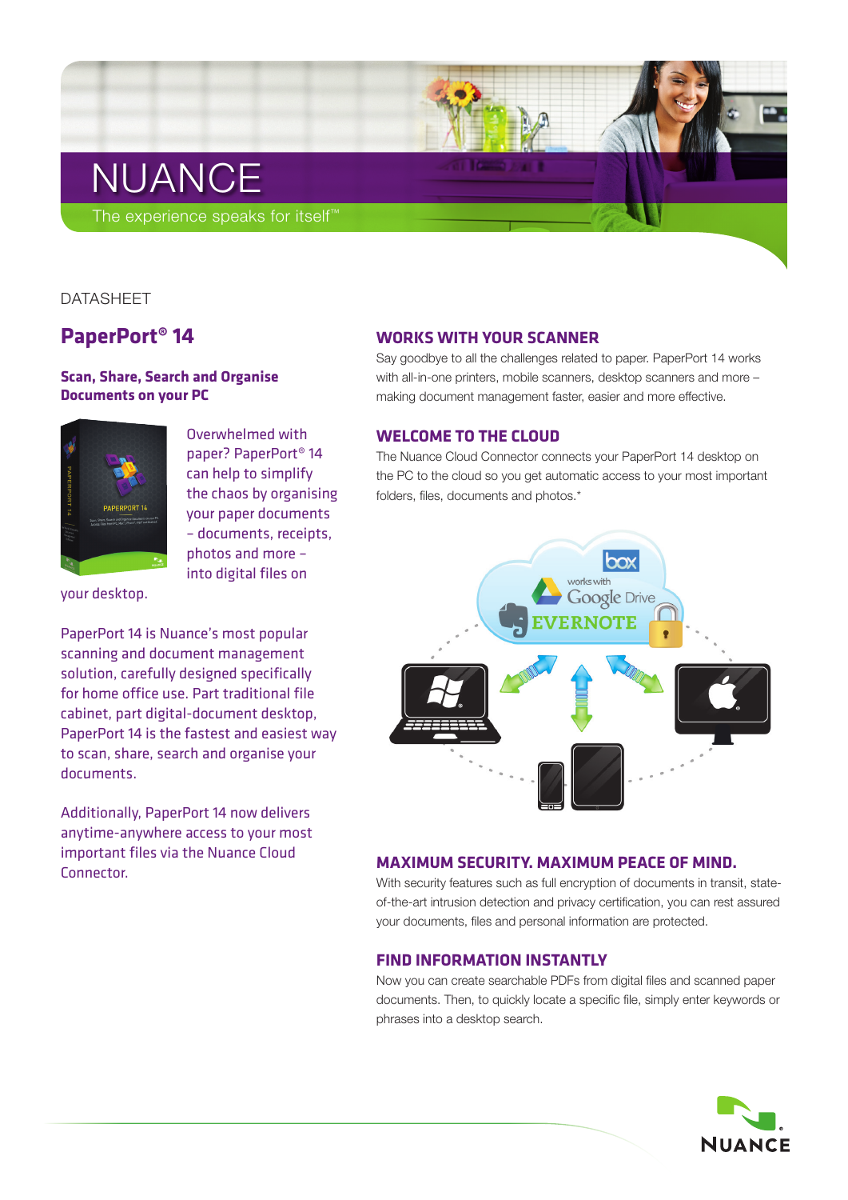NUANCE

The experience speaks for itself™

DATASHEET

# PaperPort® 14

## Scan, Share, Search and Organise Documents on your PC

Overwhelmed with paper? PaperPort® 14 can help to simplify the chaos by organising your paper documents – documents, receipts, photos and more – into digital files on your desktop.

PaperPort 14 is Nuance's most popular scanning and document management solution, carefully designed specifically for home office use. Part traditional file cabinet, part digital-document desktop, PaperPort 14 is the fastest and easiest way to scan, share, search and organise your documents.

Additionally, PaperPort 14 now delivers anytime-anywhere access to your most important files via the Nuance Cloud Connector.

## WORKS WITH YOUR SCANNER

Say goodbye to all the challenges related to paper. PaperPort 14 works with all-in-one printers, mobile scanners, desktop scanners and more – making document management faster, easier and more effective.

## WELCOME TO THE CLOUD

The Nuance Cloud Connector connects your PaperPort 14 desktop on the PC to the cloud so you get automatic access to your most important folders, files, documents and photos.*

## MAXIMUM SECURITY. MAXIMUM PEACE OF MIND.

With security features such as full encryption of documents in transit, state-of-the-art intrusion detection and privacy certification, you can rest assured your documents, files and personal information are protected.

## FIND INFORMATION INSTANTLY

Now you can create searchable PDFs from digital files and scanned paper documents. Then, to quickly locate a specific file, simply enter keywords or phrases into a desktop search.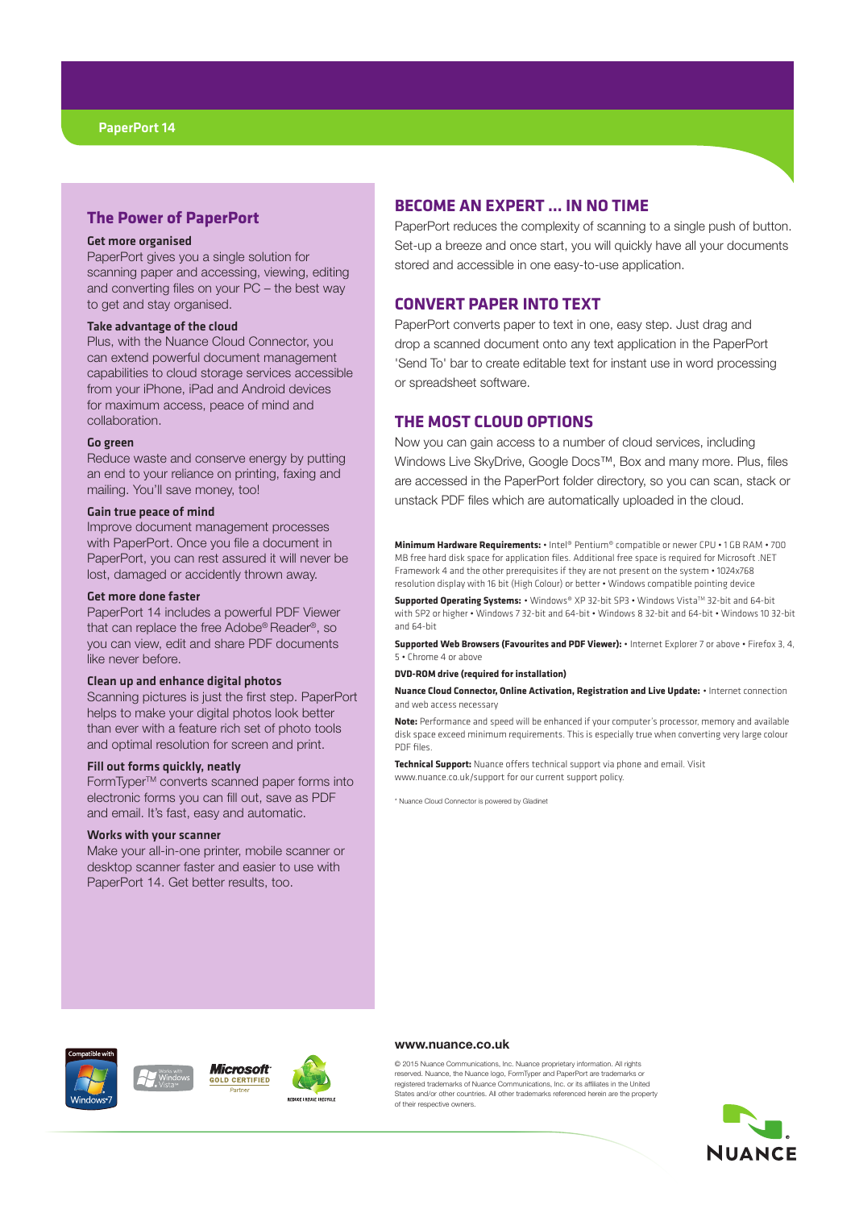PaperPort 14

## The Power of PaperPort

**Get more organised**
PaperPort gives you a single solution for scanning paper and accessing, viewing, editing and converting files on your PC – the best way to get and stay organised.

**Take advantage of the cloud**
Plus, with the Nuance Cloud Connector, you can extend powerful document management capabilities to cloud storage services accessible from your iPhone, iPad and Android devices for maximum access, peace of mind and collaboration.

**Go green**
Reduce waste and conserve energy by putting an end to your reliance on printing, faxing and mailing. You'll save money, too!

**Gain true peace of mind**
Improve document management processes with PaperPort. Once you file a document in PaperPort, you can rest assured it will never be lost, damaged or accidently thrown away.

**Get more done faster**
PaperPort 14 includes a powerful PDF Viewer that can replace the free Adobe® Reader®, so you can view, edit and share PDF documents like never before.

**Clean up and enhance digital photos**
Scanning pictures is just the first step. PaperPort helps to make your digital photos look better than ever with a feature rich set of photo tools and optimal resolution for screen and print.

**Fill out forms quickly, neatly**
FormTyper™ converts scanned paper forms into electronic forms you can fill out, save as PDF and email. It's fast, easy and automatic.

**Works with your scanner**
Make your all-in-one printer, mobile scanner or desktop scanner faster and easier to use with PaperPort 14. Get better results, too.

## BECOME AN EXPERT ... IN NO TIME

PaperPort reduces the complexity of scanning to a single push of button. Set-up a breeze and once start, you will quickly have all your documents stored and accessible in one easy-to-use application.

## CONVERT PAPER INTO TEXT

PaperPort converts paper to text in one, easy step. Just drag and drop a scanned document onto any text application in the PaperPort 'Send To' bar to create editable text for instant use in word processing or spreadsheet software.

## THE MOST CLOUD OPTIONS

Now you can gain access to a number of cloud services, including Windows Live SkyDrive, Google Docs™, Box and many more. Plus, files are accessed in the PaperPort folder directory, so you can scan, stack or unstack PDF files which are automatically uploaded in the cloud.

**Minimum Hardware Requirements:** • Intel® Pentium® compatible or newer CPU • 1 GB RAM • 700 MB free hard disk space for application files. Additional free space is required for Microsoft .NET Framework 4 and the other prerequisites if they are not present on the system • 1024x768 resolution display with 16 bit (High Colour) or better • Windows compatible pointing device

**Supported Operating Systems:** • Windows® XP 32-bit SP3 • Windows Vista™ 32-bit and 64-bit with SP2 or higher • Windows 7 32-bit and 64-bit • Windows 8 32-bit and 64-bit • Windows 10 32-bit and 64-bit

**Supported Web Browsers (Favourites and PDF Viewer):** • Internet Explorer 7 or above • Firefox 3, 4, 5 • Chrome 4 or above

**DVD-ROM drive (required for installation)**

**Nuance Cloud Connector, Online Activation, Registration and Live Update:** • Internet connection and web access necessary

**Note:** Performance and speed will be enhanced if your computer's processor, memory and available disk space exceed minimum requirements. This is especially true when converting very large colour PDF files.

**Technical Support:** Nuance offers technical support via phone and email. Visit www.nuance.co.uk/support for our current support policy.

* Nuance Cloud Connector is powered by Gladinet

Compatible with Windows 7 · Works with Windows Vista · Microsoft GOLD CERTIFIED Partner · REDUCE | REUSE | RECYCLE

**www.nuance.co.uk**

© 2015 Nuance Communications, Inc. Nuance proprietary information. All rights reserved. Nuance, the Nuance logo, FormTyper and PaperPort are trademarks or registered trademarks of Nuance Communications, Inc. or its affiliates in the United States and/or other countries. All other trademarks referenced herein are the property of their respective owners.

NUANCE